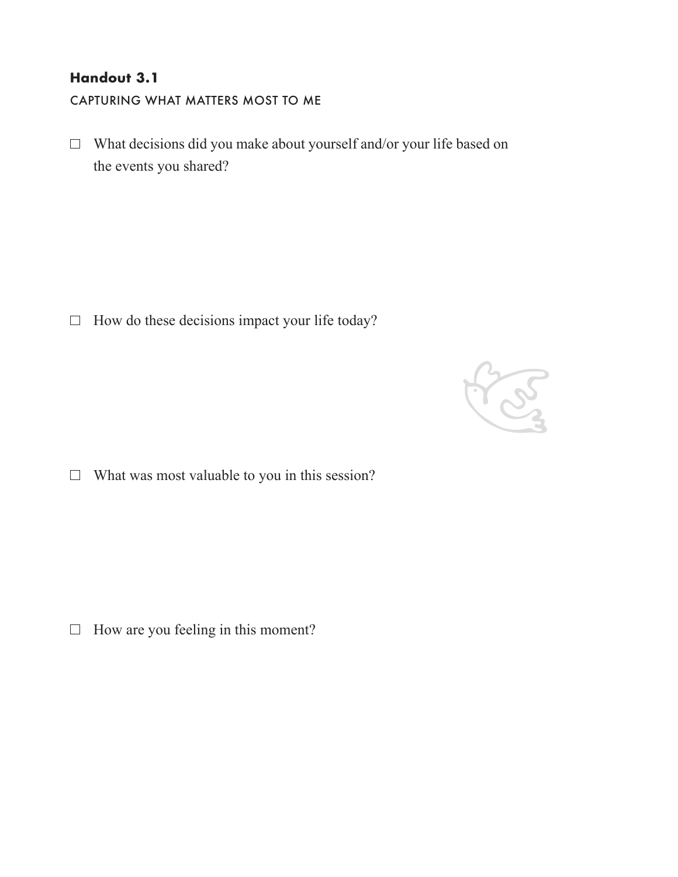**Handout 3.1**

CAPTURING WHAT MATTERS MOST TO ME

- [ ] What decisions did you make about yourself and/or your life based on the events you shared?

- [ ] How do these decisions impact your life today?

- [ ] What was most valuable to you in this session?

- [ ] How are you feeling in this moment?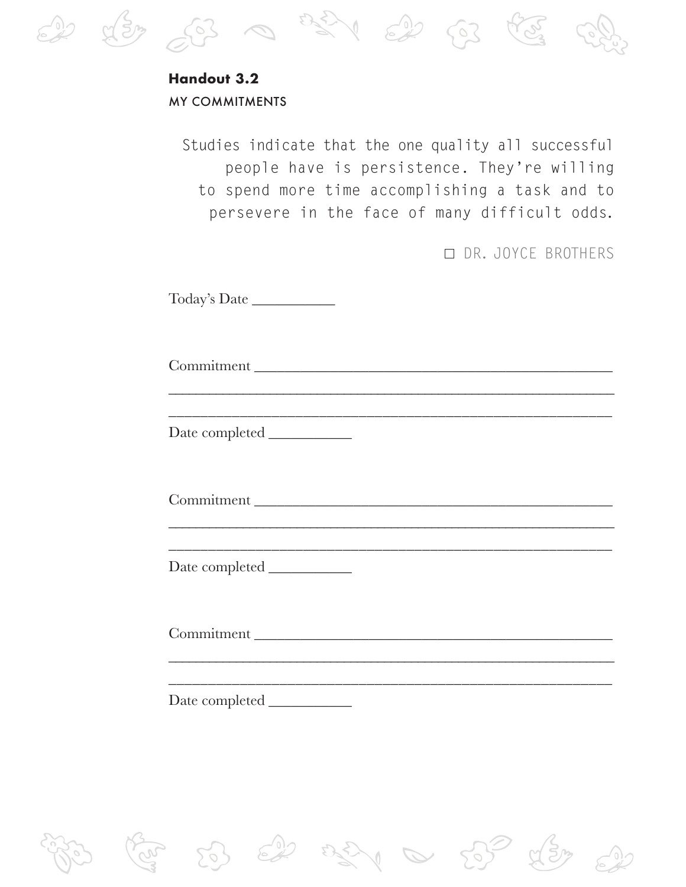**Handout 3.2**

MY COMMITMENTS

> Studies indicate that the one quality all successful people have is persistence. They're willing to spend more time accomplishing a task and to persevere in the face of many difficult odds.
>
> ☐ DR. JOYCE BROTHERS

Today's Date ___________

Commitment ________________________________________________
____________________________________________________________
____________________________________________________________
Date completed ___________

Commitment ________________________________________________
____________________________________________________________
____________________________________________________________
Date completed ___________

Commitment ________________________________________________
____________________________________________________________
____________________________________________________________
Date completed ___________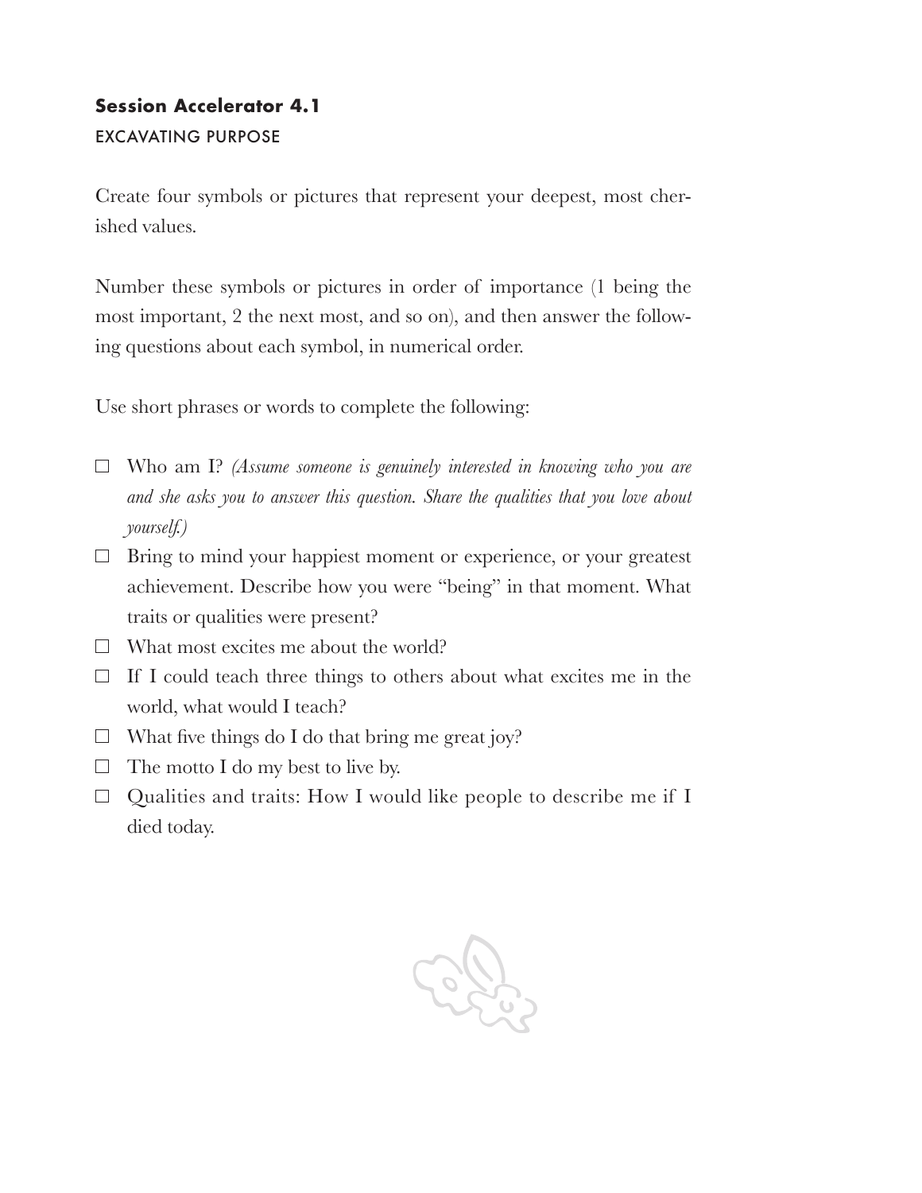## Session Accelerator 4.1

EXCAVATING PURPOSE

Create four symbols or pictures that represent your deepest, most cherished values.

Number these symbols or pictures in order of importance (1 being the most important, 2 the next most, and so on), and then answer the following questions about each symbol, in numerical order.

Use short phrases or words to complete the following:

- ☐ Who am I? *(Assume someone is genuinely interested in knowing who you are and she asks you to answer this question. Share the qualities that you love about yourself.)*
- ☐ Bring to mind your happiest moment or experience, or your greatest achievement. Describe how you were "being" in that moment. What traits or qualities were present?
- ☐ What most excites me about the world?
- ☐ If I could teach three things to others about what excites me in the world, what would I teach?
- ☐ What five things do I do that bring me great joy?
- ☐ The motto I do my best to live by.
- ☐ Qualities and traits: How I would like people to describe me if I died today.